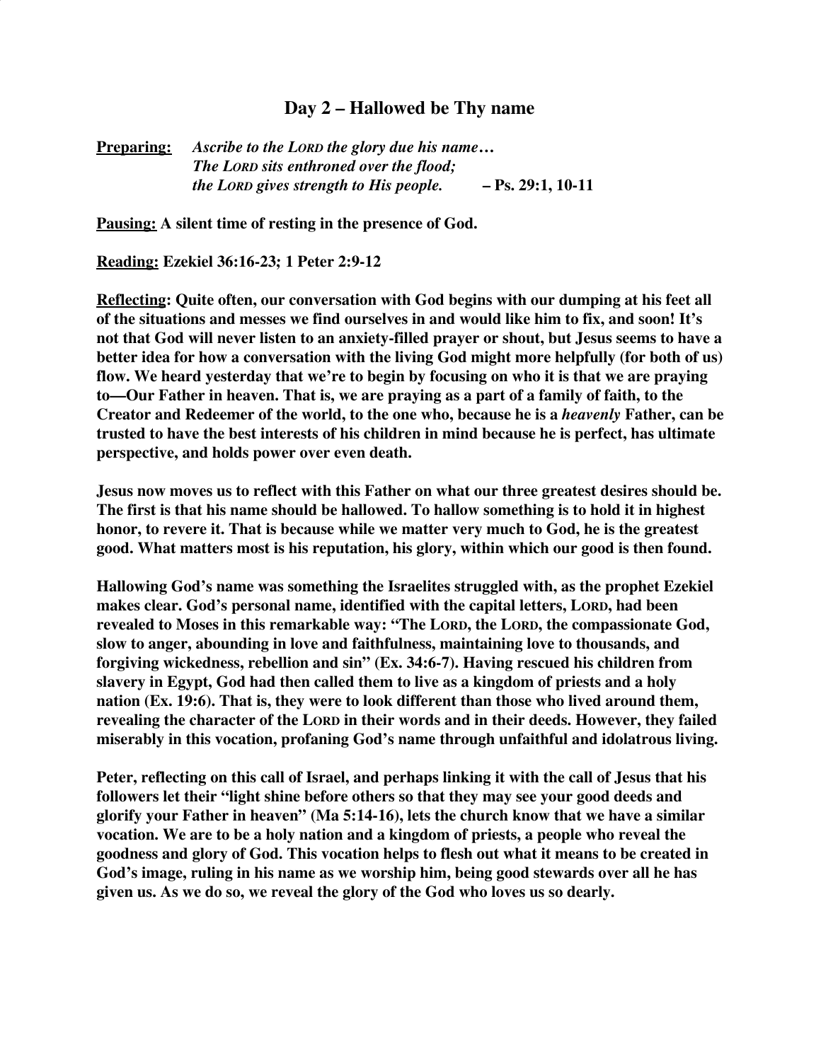## Day 2 – Hallowed be Thy name

**Preparing:** ***Ascribe to the LORD the glory due his name…***
***The LORD sits enthroned over the flood;***
***the LORD gives strength to His people.*** **– Ps. 29:1, 10-11**

**Pausing: A silent time of resting in the presence of God.**

**Reading: Ezekiel 36:16-23; 1 Peter 2:9-12**

**Reflecting: Quite often, our conversation with God begins with our dumping at his feet all of the situations and messes we find ourselves in and would like him to fix, and soon! It's not that God will never listen to an anxiety-filled prayer or shout, but Jesus seems to have a better idea for how a conversation with the living God might more helpfully (for both of us) flow. We heard yesterday that we're to begin by focusing on who it is that we are praying to—Our Father in heaven. That is, we are praying as a part of a family of faith, to the Creator and Redeemer of the world, to the one who, because he is a *heavenly* Father, can be trusted to have the best interests of his children in mind because he is perfect, has ultimate perspective, and holds power over even death.**

**Jesus now moves us to reflect with this Father on what our three greatest desires should be. The first is that his name should be hallowed. To hallow something is to hold it in highest honor, to revere it. That is because while we matter very much to God, he is the greatest good. What matters most is his reputation, his glory, within which our good is then found.**

**Hallowing God's name was something the Israelites struggled with, as the prophet Ezekiel makes clear. God's personal name, identified with the capital letters, LORD, had been revealed to Moses in this remarkable way: "The LORD, the LORD, the compassionate God, slow to anger, abounding in love and faithfulness, maintaining love to thousands, and forgiving wickedness, rebellion and sin" (Ex. 34:6-7). Having rescued his children from slavery in Egypt, God had then called them to live as a kingdom of priests and a holy nation (Ex. 19:6). That is, they were to look different than those who lived around them, revealing the character of the LORD in their words and in their deeds. However, they failed miserably in this vocation, profaning God's name through unfaithful and idolatrous living.**

**Peter, reflecting on this call of Israel, and perhaps linking it with the call of Jesus that his followers let their "light shine before others so that they may see your good deeds and glorify your Father in heaven" (Ma 5:14-16), lets the church know that we have a similar vocation. We are to be a holy nation and a kingdom of priests, a people who reveal the goodness and glory of God. This vocation helps to flesh out what it means to be created in God's image, ruling in his name as we worship him, being good stewards over all he has given us. As we do so, we reveal the glory of the God who loves us so dearly.**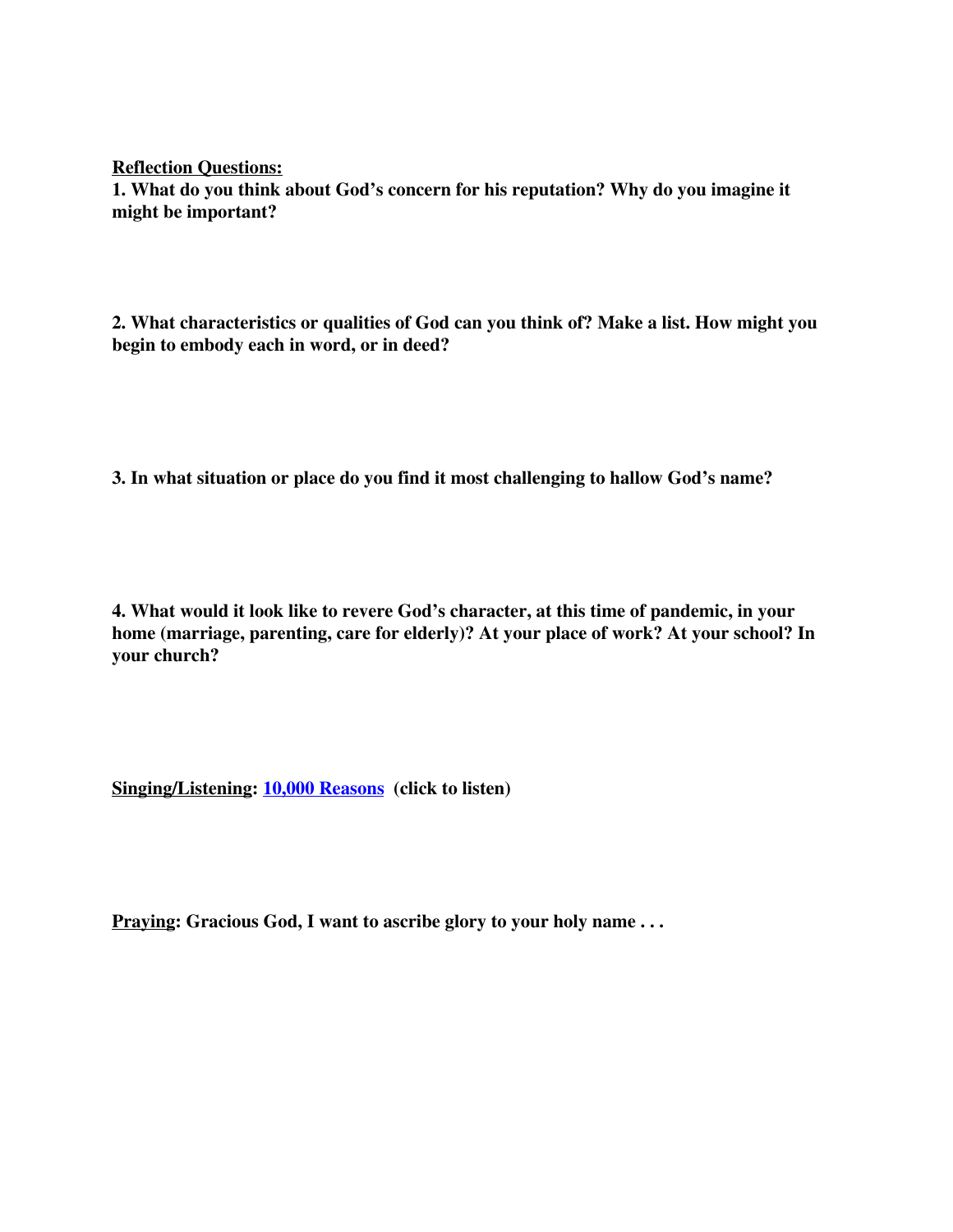**<u>Reflection Questions:</u>**

**1. What do you think about God's concern for his reputation? Why do you imagine it might be important?**

**2. What characteristics or qualities of God can you think of? Make a list. How might you begin to embody each in word, or in deed?**

**3. In what situation or place do you find it most challenging to hallow God's name?**

**4. What would it look like to revere God's character, at this time of pandemic, in your home (marriage, parenting, care for elderly)? At your place of work? At your school? In your church?**

**<u>Singing/Listening</u>: <u>10,000 Reasons</u> (click to listen)**

**<u>Praying</u>: Gracious God, I want to ascribe glory to your holy name . . .**